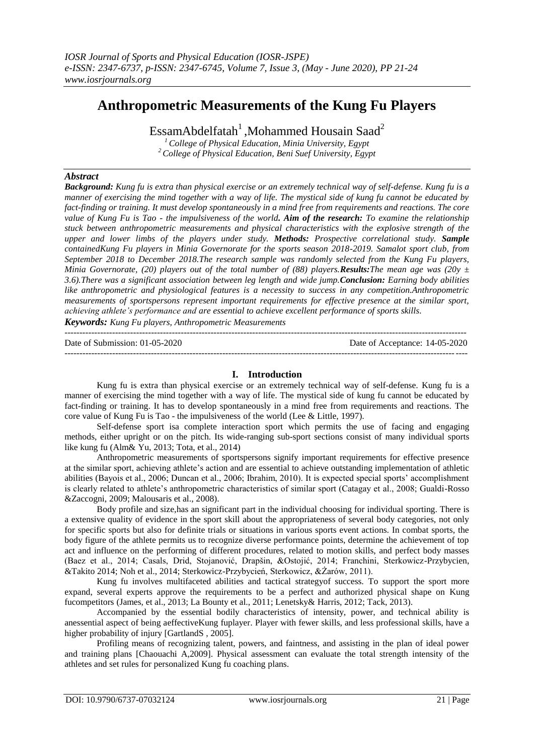# Anthropometric Measurements of the Kung Fu Players

EssamAbdelfatah[1] ,Mohammed Housain Saad[2]

[1] College of Physical Education, Minia University, Egypt
[2] College of Physical Education, Beni Suef University, Egypt

## Abstract

***Background:*** *Kung fu is extra than physical exercise or an extremely technical way of self-defense. Kung fu is a manner of exercising the mind together with a way of life. The mystical side of kung fu cannot be educated by fact-finding or training. It must develop spontaneously in a mind free from requirements and reactions. The core value of Kung Fu is Tao - the impulsiveness of the world.* ***Aim of the research:*** *To examine the relationship stuck between anthropometric measurements and physical characteristics with the explosive strength of the upper and lower limbs of the players under study.* ***Methods:*** *Prospective correlational study.* ***Sample*** *containedKung Fu players in Minia Governorate for the sports season 2018-2019. Samalot sport club, from September 2018 to December 2018.The research sample was randomly selected from the Kung Fu players, Minia Governorate, (20) players out of the total number of (88) players.****Results:****The mean age was (20y ± 3.6).There was a significant association between leg length and wide jump.****Conclusion:*** *Earning body abilities like anthropometric and physiological features is a necessity to success in any competition.Anthropometric measurements of sportspersons represent important requirements for effective presence at the similar sport, achieving athlete's performance and are essential to achieve excellent performance of sports skills.*

***Keywords:*** *Kung Fu players, Anthropometric Measurements*

---

Date of Submission: 01-05-2020 Date of Acceptance: 14-05-2020

---

## I. Introduction

Kung fu is extra than physical exercise or an extremely technical way of self-defense. Kung fu is a manner of exercising the mind together with a way of life. The mystical side of kung fu cannot be educated by fact-finding or training. It has to develop spontaneously in a mind free from requirements and reactions. The core value of Kung Fu is Tao - the impulsiveness of the world (Lee & Little, 1997).

Self-defense sport isa complete interaction sport which permits the use of facing and engaging methods, either upright or on the pitch. Its wide-ranging sub-sport sections consist of many individual sports like kung fu (Alm& Yu, 2013; Tota, et al., 2014)

Anthropometric measurements of sportspersons signify important requirements for effective presence at the similar sport, achieving athlete's action and are essential to achieve outstanding implementation of athletic abilities (Bayois et al., 2006; Duncan et al., 2006; Ibrahim, 2010). It is expected special sports' accomplishment is clearly related to athlete's anthropometric characteristics of similar sport (Catagay et al., 2008; Gualdi-Rosso &Zaccogni, 2009; Malousaris et al., 2008).

Body profile and size,has an significant part in the individual choosing for individual sporting. There is a extensive quality of evidence in the sport skill about the appropriateness of several body categories, not only for specific sports but also for definite trials or situations in various sports event actions. In combat sports, the body figure of the athlete permits us to recognize diverse performance points, determine the achievement of top act and influence on the performing of different procedures, related to motion skills, and perfect body masses (Baez et al., 2014; Casals, Drid, Stojanović, Drapšin, &Ostojić, 2014; Franchini, Sterkowicz-Przybycien, &Takito 2014; Noh et al., 2014; Sterkowicz-Przybycień, Sterkowicz, &Żarów, 2011).

Kung fu involves multifaceted abilities and tactical strategyof success. To support the sport more expand, several experts approve the requirements to be a perfect and authorized physical shape on Kung fucompetitors (James, et al., 2013; La Bounty et al., 2011; Lenetsky& Harris, 2012; Tack, 2013).

Accompanied by the essential bodily characteristics of intensity, power, and technical ability is anessential aspect of being aeffectiveKung fuplayer. Player with fewer skills, and less professional skills, have a higher probability of injury [GartlandS , 2005].

Profiling means of recognizing talent, powers, and faintness, and assisting in the plan of ideal power and training plans [Chaouachi A,2009]. Physical assessment can evaluate the total strength intensity of the athletes and set rules for personalized Kung fu coaching plans.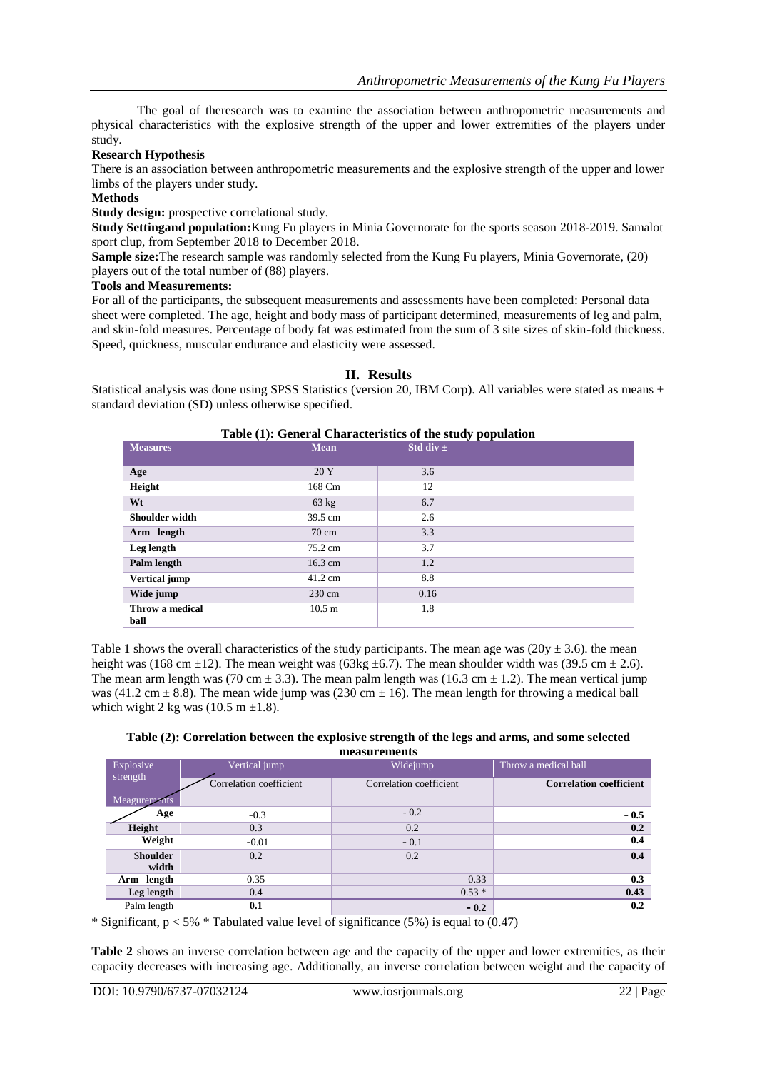The goal of theresearch was to examine the association between anthropometric measurements and physical characteristics with the explosive strength of the upper and lower extremities of the players under study.

**Research Hypothesis**

There is an association between anthropometric measurements and the explosive strength of the upper and lower limbs of the players under study.

**Methods**

**Study design:** prospective correlational study.

**Study Settingand population:**Kung Fu players in Minia Governorate for the sports season 2018-2019. Samalot sport clup, from September 2018 to December 2018.

**Sample size:**The research sample was randomly selected from the Kung Fu players, Minia Governorate, (20) players out of the total number of (88) players.

**Tools and Measurements:**

For all of the participants, the subsequent measurements and assessments have been completed: Personal data sheet were completed. The age, height and body mass of participant determined, measurements of leg and palm, and skin-fold measures. Percentage of body fat was estimated from the sum of 3 site sizes of skin-fold thickness. Speed, quickness, muscular endurance and elasticity were assessed.

## II. Results

Statistical analysis was done using SPSS Statistics (version 20, IBM Corp). All variables were stated as means ± standard deviation (SD) unless otherwise specified.

**Table (1): General Characteristics of the study population**

| Measures | Mean | Std div ± | |
|---|---|---|---|
| Age | 20 Y | 3.6 | |
| Height | 168 Cm | 12 | |
| Wt | 63 kg | 6.7 | |
| Shoulder width | 39.5 cm | 2.6 | |
| Arm length | 70 cm | 3.3 | |
| Leg length | 75.2 cm | 3.7 | |
| Palm length | 16.3 cm | 1.2 | |
| Vertical jump | 41.2 cm | 8.8 | |
| Wide jump | 230 cm | 0.16 | |
| Throw a medical ball | 10.5 m | 1.8 | |

Table 1 shows the overall characteristics of the study participants. The mean age was (20y ± 3.6). the mean height was (168 cm ±12). The mean weight was (63kg ±6.7). The mean shoulder width was (39.5 cm ± 2.6). The mean arm length was (70 cm ± 3.3). The mean palm length was (16.3 cm ± 1.2). The mean vertical jump was (41.2 cm ± 8.8). The mean wide jump was (230 cm ± 16). The mean length for throwing a medical ball which wight 2 kg was (10.5 m ±1.8).

**Table (2): Correlation between the explosive strength of the legs and arms, and some selected measurements**

| Explosive strength / Measurements | Vertical jump | Widejump | Throw a medical ball |
|---|---|---|---|
| | Correlation coefficient | Correlation coefficient | **Correlation coefficient** |
| **Age** | -0.3 | - 0.2 | **- 0.5** |
| **Height** | 0.3 | 0.2 | **0.2** |
| **Weight** | -0.01 | - 0.1 | **0.4** |
| **Shoulder width** | 0.2 | 0.2 | **0.4** |
| **Arm length** | 0.35 | 0.33 | **0.3** |
| Leg length | 0.4 | 0.53 * | **0.43** |
| Palm length | **0.1** | **- 0.2** | **0.2** |

\* Significant, p < 5% * Tabulated value level of significance (5%) is equal to (0.47)

**Table 2** shows an inverse correlation between age and the capacity of the upper and lower extremities, as their capacity decreases with increasing age. Additionally, an inverse correlation between weight and the capacity of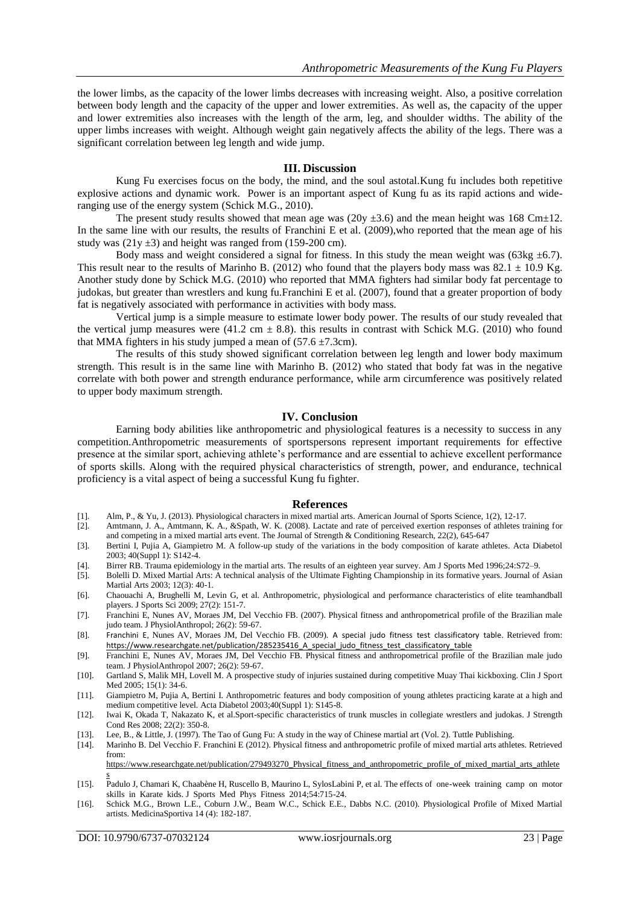the lower limbs, as the capacity of the lower limbs decreases with increasing weight. Also, a positive correlation between body length and the capacity of the upper and lower extremities. As well as, the capacity of the upper and lower extremities also increases with the length of the arm, leg, and shoulder widths. The ability of the upper limbs increases with weight. Although weight gain negatively affects the ability of the legs. There was a significant correlation between leg length and wide jump.

## III. Discussion

Kung Fu exercises focus on the body, the mind, and the soul astotal.Kung fu includes both repetitive explosive actions and dynamic work. Power is an important aspect of Kung fu as its rapid actions and wide-ranging use of the energy system (Schick M.G., 2010).

The present study results showed that mean age was (20y ±3.6) and the mean height was 168 Cm±12. In the same line with our results, the results of Franchini E et al. (2009),who reported that the mean age of his study was (21y ±3) and height was ranged from (159-200 cm).

Body mass and weight considered a signal for fitness. In this study the mean weight was (63kg ±6.7). This result near to the results of Marinho B. (2012) who found that the players body mass was 82.1 ± 10.9 Kg. Another study done by Schick M.G. (2010) who reported that MMA fighters had similar body fat percentage to judokas, but greater than wrestlers and kung fu.Franchini E et al. (2007), found that a greater proportion of body fat is negatively associated with performance in activities with body mass.

Vertical jump is a simple measure to estimate lower body power. The results of our study revealed that the vertical jump measures were (41.2 cm ± 8.8). this results in contrast with Schick M.G. (2010) who found that MMA fighters in his study jumped a mean of (57.6 ±7.3cm).

The results of this study showed significant correlation between leg length and lower body maximum strength. This result is in the same line with Marinho B. (2012) who stated that body fat was in the negative correlate with both power and strength endurance performance, while arm circumference was positively related to upper body maximum strength.

## IV. Conclusion

Earning body abilities like anthropometric and physiological features is a necessity to success in any competition.Anthropometric measurements of sportspersons represent important requirements for effective presence at the similar sport, achieving athlete's performance and are essential to achieve excellent performance of sports skills. Along with the required physical characteristics of strength, power, and endurance, technical proficiency is a vital aspect of being a successful Kung fu fighter.

## References

[1]. Alm, P., & Yu, J. (2013). Physiological characters in mixed martial arts. American Journal of Sports Science, 1(2), 12-17.

[2]. Amtmann, J. A., Amtmann, K. A., &Spath, W. K. (2008). Lactate and rate of perceived exertion responses of athletes training for and competing in a mixed martial arts event. The Journal of Strength & Conditioning Research, 22(2), 645-647

[3]. Bertini I, Pujia A, Giampietro M. A follow-up study of the variations in the body composition of karate athletes. Acta Diabetol 2003; 40(Suppl 1): S142-4.

[4]. Birrer RB. Trauma epidemiology in the martial arts. The results of an eighteen year survey. Am J Sports Med 1996;24:S72–9.

[5]. Bolelli D. Mixed Martial Arts: A technical analysis of the Ultimate Fighting Championship in its formative years. Journal of Asian Martial Arts 2003; 12(3): 40-1.

[6]. Chaouachi A, Brughelli M, Levin G, et al. Anthropometric, physiological and performance characteristics of elite teamhandball players. J Sports Sci 2009; 27(2): 151-7.

[7]. Franchini E, Nunes AV, Moraes JM, Del Vecchio FB. (2007). Physical fitness and anthropometrical profile of the Brazilian male judo team. J PhysiolAnthropol; 26(2): 59-67.

[8]. Franchini E, Nunes AV, Moraes JM, Del Vecchio FB. (2009). A special judo fitness test classificatory table. Retrieved from: https://www.researchgate.net/publication/285235416_A_special_judo_fitness_test_classificatory_table

[9]. Franchini E, Nunes AV, Moraes JM, Del Vecchio FB. Physical fitness and anthropometrical profile of the Brazilian male judo team. J PhysiolAnthropol 2007; 26(2): 59-67.

[10]. Gartland S, Malik MH, Lovell M. A prospective study of injuries sustained during competitive Muay Thai kickboxing. Clin J Sport Med 2005; 15(1): 34-6.

[11]. Giampietro M, Pujia A, Bertini I. Anthropometric features and body composition of young athletes practicing karate at a high and medium competitive level. Acta Diabetol 2003;40(Suppl 1): S145-8.

[12]. Iwai K, Okada T, Nakazato K, et al.Sport-specific characteristics of trunk muscles in collegiate wrestlers and judokas. J Strength Cond Res 2008; 22(2): 350-8.

[13]. Lee, B., & Little, J. (1997). The Tao of Gung Fu: A study in the way of Chinese martial art (Vol. 2). Tuttle Publishing.

[14]. Marinho B. Del Vecchio F. Franchini E (2012). Physical fitness and anthropometric profile of mixed martial arts athletes. Retrieved from: https://www.researchgate.net/publication/279493270_Physical_fitness_and_anthropometric_profile_of_mixed_martial_arts_athletes

[15]. Padulo J, Chamari K, Chaabène H, Ruscello B, Maurino L, SylosLabini P, et al. The effects of one-week training camp on motor skills in Karate kids. J Sports Med Phys Fitness 2014;54:715-24.

[16]. Schick M.G., Brown L.E., Coburn J.W., Beam W.C., Schick E.E., Dabbs N.C. (2010). Physiological Profile of Mixed Martial artists. MedicinaSportiva 14 (4): 182-187.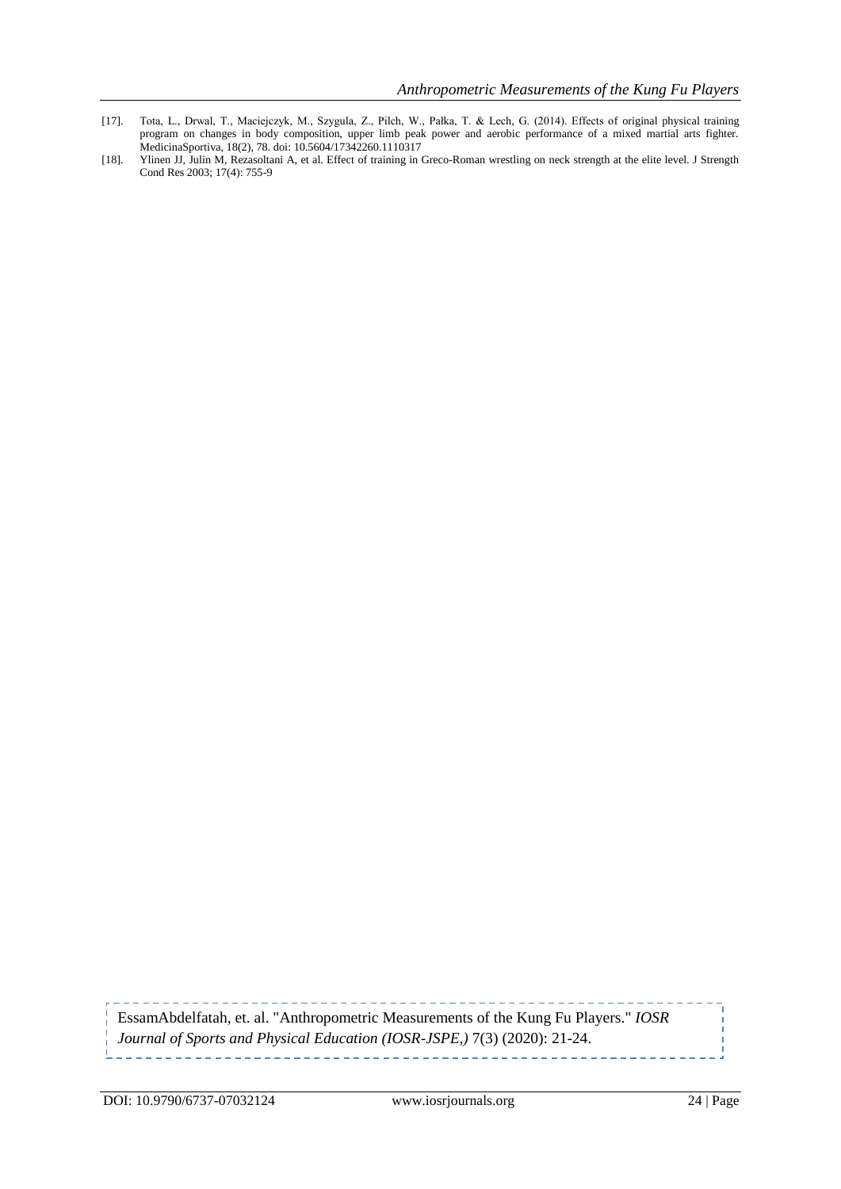[17]. Tota, L., Drwal, T., Maciejczyk, M., Szygula, Z., Pilch, W., Pałka, T. & Lech, G. (2014). Effects of original physical training program on changes in body composition, upper limb peak power and aerobic performance of a mixed martial arts fighter. MedicinaSportiva, 18(2), 78. doi: 10.5604/17342260.1110317

[18]. Ylinen JJ, Julin M, Rezasoltani A, et al. Effect of training in Greco-Roman wrestling on neck strength at the elite level. J Strength Cond Res 2003; 17(4): 755-9

EssamAbdelfatah, et. al. "Anthropometric Measurements of the Kung Fu Players." *IOSR Journal of Sports and Physical Education (IOSR-JSPE,)* 7(3) (2020): 21-24.